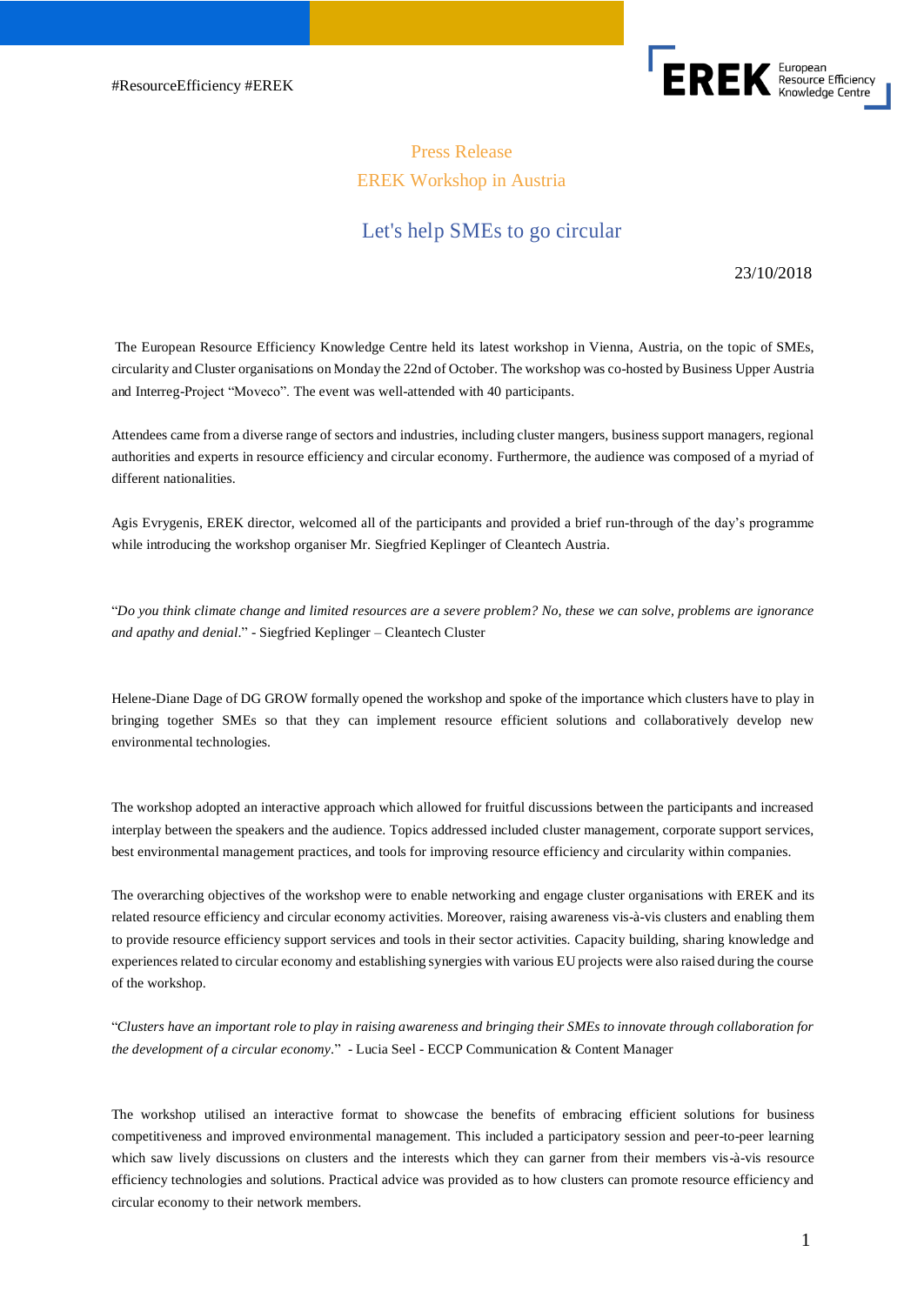#ResourceEfficiency #EREK

Press Release

EREK Workshop in Austria

# Let's help SMEs to go circular

23/10/2018

The European Resource Efficiency Knowledge Centre held its latest workshop in Vienna, Austria, on the topic of SMEs, circularity and Cluster organisations on Monday the 22nd of October. The workshop was co-hosted by Business Upper Austria and Interreg-Project "Moveco". The event was well-attended with 40 participants.

Attendees came from a diverse range of sectors and industries, including cluster mangers, business support managers, regional authorities and experts in resource efficiency and circular economy. Furthermore, the audience was composed of a myriad of different nationalities.

Agis Evrygenis, EREK director, welcomed all of the participants and provided a brief run-through of the day's programme while introducing the workshop organiser Mr. Siegfried Keplinger of Cleantech Austria.

"*Do you think climate change and limited resources are a severe problem? No, these we can solve, problems are ignorance and apathy and denial*." - Siegfried Keplinger – Cleantech Cluster

Helene-Diane Dage of DG GROW formally opened the workshop and spoke of the importance which clusters have to play in bringing together SMEs so that they can implement resource efficient solutions and collaboratively develop new environmental technologies.

The workshop adopted an interactive approach which allowed for fruitful discussions between the participants and increased interplay between the speakers and the audience. Topics addressed included cluster management, corporate support services, best environmental management practices, and tools for improving resource efficiency and circularity within companies.

The overarching objectives of the workshop were to enable networking and engage cluster organisations with EREK and its related resource efficiency and circular economy activities. Moreover, raising awareness vis-à-vis clusters and enabling them to provide resource efficiency support services and tools in their sector activities. Capacity building, sharing knowledge and experiences related to circular economy and establishing synergies with various EU projects were also raised during the course of the workshop.

"*Clusters have an important role to play in raising awareness and bringing their SMEs to innovate through collaboration for the development of a circular economy*." - Lucia Seel - ECCP Communication & Content Manager

The workshop utilised an interactive format to showcase the benefits of embracing efficient solutions for business competitiveness and improved environmental management. This included a participatory session and peer-to-peer learning which saw lively discussions on clusters and the interests which they can garner from their members vis-à-vis resource efficiency technologies and solutions. Practical advice was provided as to how clusters can promote resource efficiency and circular economy to their network members.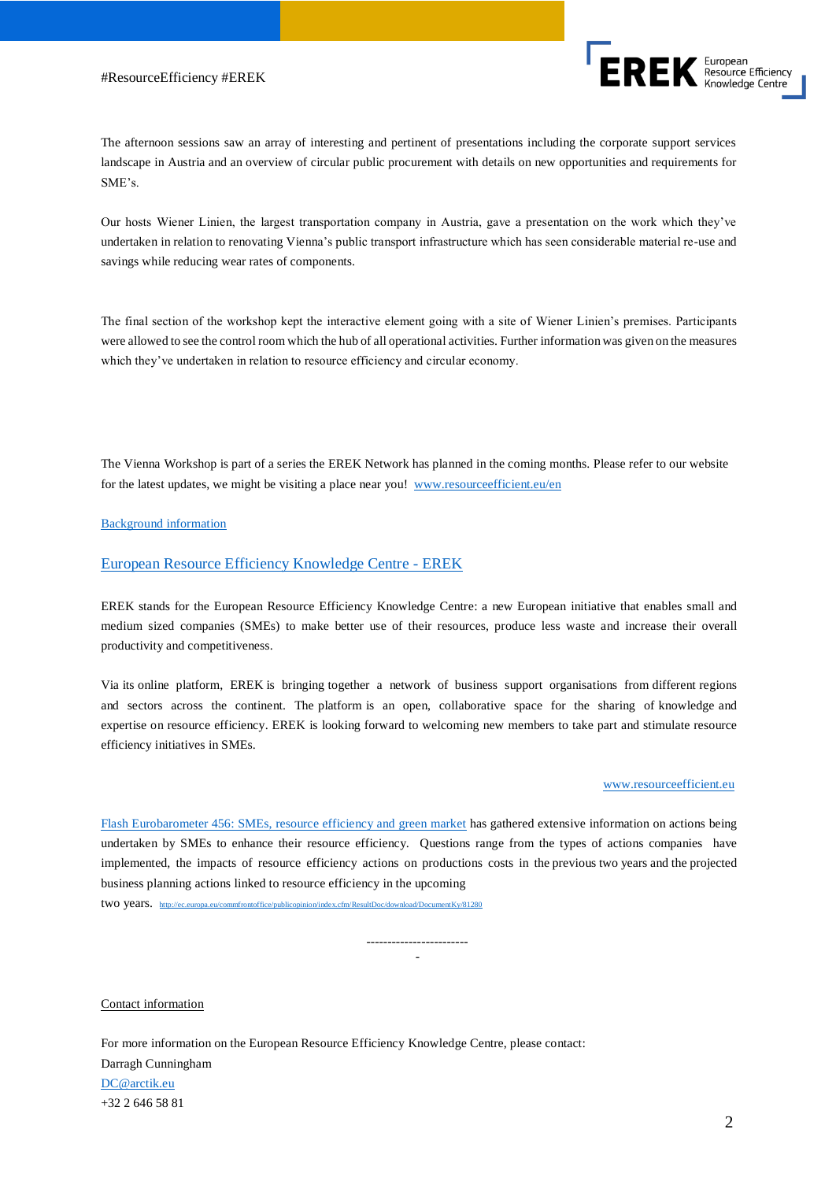The afternoon sessions saw an array of interesting and pertinent of presentations including the corporate support services landscape in Austria and an overview of circular public procurement with details on new opportunities and requirements for SME's.

Our hosts Wiener Linien, the largest transportation company in Austria, gave a presentation on the work which they've undertaken in relation to renovating Vienna's public transport infrastructure which has seen considerable material re-use and savings while reducing wear rates of components.

The final section of the workshop kept the interactive element going with a site of Wiener Linien's premises. Participants were allowed to see the control room which the hub of all operational activities. Further information was given on the measures which they've undertaken in relation to resource efficiency and circular economy.

The Vienna Workshop is part of a series the EREK Network has planned in the coming months. Please refer to our website for the latest updates, we might be visiting a place near you! www.resourceefficient.eu/en

Background information

## European Resource Efficiency Knowledge Centre - EREK

EREK stands for the European Resource Efficiency Knowledge Centre: a new European initiative that enables small and medium sized companies (SMEs) to make better use of their resources, produce less waste and increase their overall productivity and competitiveness.

Via its online platform, EREK is bringing together a network of business support organisations from different regions and sectors across the continent. The platform is an open, collaborative space for the sharing of knowledge and expertise on resource efficiency. EREK is looking forward to welcoming new members to take part and stimulate resource efficiency initiatives in SMEs.

www.resourceefficient.eu

Flash Eurobarometer 456: SMEs, resource efficiency and green market has gathered extensive information on actions being undertaken by SMEs to enhance their resource efficiency. Questions range from the types of actions companies have implemented, the impacts of resource efficiency actions on productions costs in the previous two years and the projected business planning actions linked to resource efficiency in the upcoming two years. http://ec.europa.eu/commfrontoffice/publicopinion/index.cfm/ResultDoc/download/DocumentKy/81280

-------------------------

Contact information

For more information on the European Resource Efficiency Knowledge Centre, please contact:
Darragh Cunningham
DC@arctik.eu
+32 2 646 58 81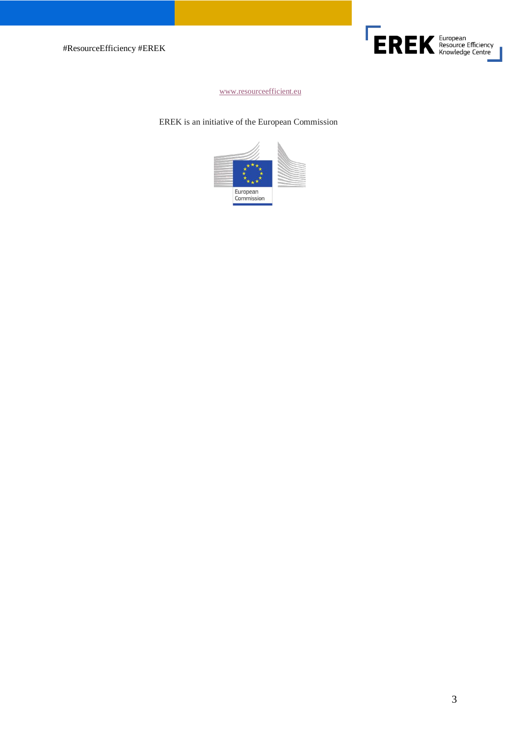#ResourceEfficiency #EREK

www.resourceefficient.eu

EREK is an initiative of the European Commission